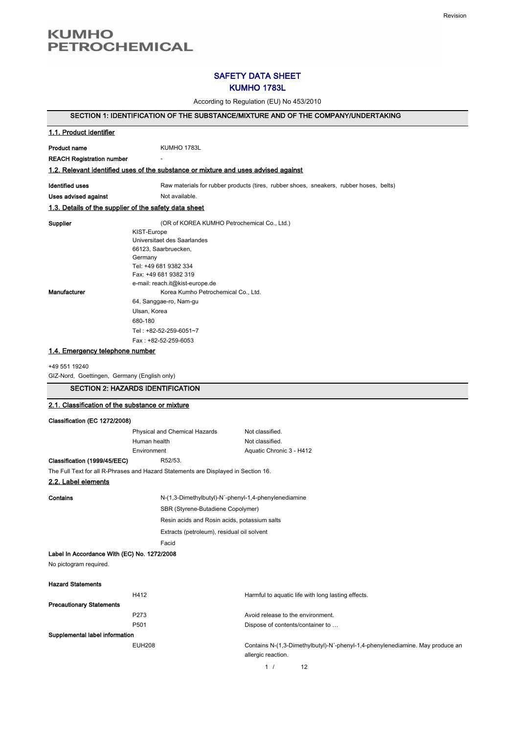KUMHO PETROCHEMICAL

Revision

# SAFETY DATA SHEET
# KUMHO 1783L

According to Regulation (EU) No 453/2010

## SECTION 1: IDENTIFICATION OF THE SUBSTANCE/MIXTURE AND OF THE COMPANY/UNDERTAKING

### 1.1. Product identifier

**Product name** KUMHO 1783L

**REACH Registration number** -

### 1.2. Relevant identified uses of the substance or mixture and uses advised against

**Identified uses** Raw materials for rubber products (tires, rubber shoes, sneakers, rubber hoses, belts)

**Uses advised against** Not available.

### 1.3. Details of the supplier of the safety data sheet

**Supplier** (OR of KOREA KUMHO Petrochemical Co., Ltd.)
KIST-Europe
Universitaet des Saarlandes
66123, Saarbruecken,
Germany
Tel: +49 681 9382 334
Fax: +49 681 9382 319
e-mail: reach.it@kist-europe.de

**Manufacturer** Korea Kumho Petrochemical Co., Ltd.
64, Sanggae-ro, Nam-gu
Ulsan, Korea
680-180
Tel : +82-52-259-6051~7
Fax : +82-52-259-6053

### 1.4. Emergency telephone number

+49 551 19240
GIZ-Nord, Goettingen, Germany (English only)

## SECTION 2: HAZARDS IDENTIFICATION

### 2.1. Classification of the substance or mixture

**Classification (EC 1272/2008)**

| | |
|---|---|
| Physical and Chemical Hazards | Not classified. |
| Human health | Not classified. |
| Environment | Aquatic Chronic 3 - H412 |

**Classification (1999/45/EEC)** R52/53.

The Full Text for all R-Phrases and Hazard Statements are Displayed in Section 16.

### 2.2. Label elements

**Contains**
N-(1,3-Dimethylbutyl)-N´-phenyl-1,4-phenylenediamine
SBR (Styrene-Butadiene Copolymer)
Resin acids and Rosin acids, potassium salts
Extracts (petroleum), residual oil solvent
Facid

**Label In Accordance With (EC) No. 1272/2008**

No pictogram required.

**Hazard Statements**

| | |
|---|---|
| H412 | Harmful to aquatic life with long lasting effects. |

**Precautionary Statements**

| | |
|---|---|
| P273 | Avoid release to the environment. |
| P501 | Dispose of contents/container to … |

**Supplemental label information**

| | |
|---|---|
| EUH208 | Contains N-(1,3-Dimethylbutyl)-N´-phenyl-1,4-phenylenediamine. May produce an allergic reaction. |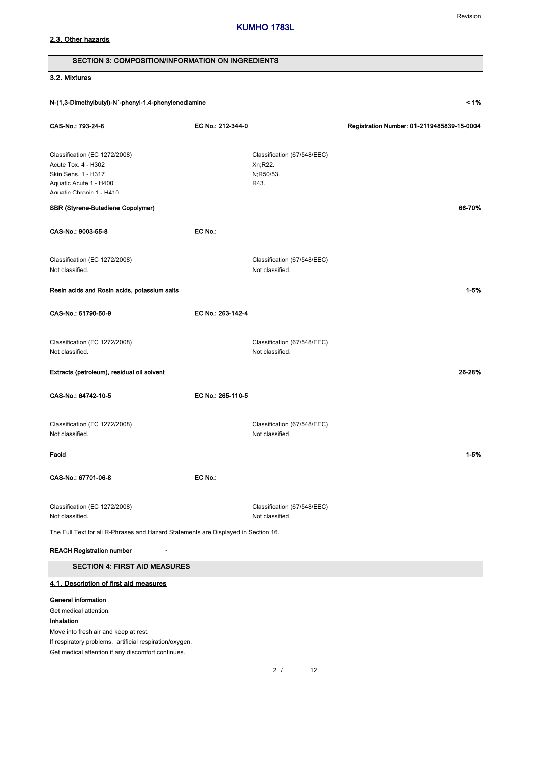### 2.3. Other hazards

## SECTION 3: COMPOSITION/INFORMATION ON INGREDIENTS

### 3.2. Mixtures

**N-(1,3-Dimethylbutyl)-N´-phenyl-1,4-phenylenediamine** **< 1%**

**CAS-No.: 793-24-8** **EC No.: 212-344-0** **Registration Number: 01-2119485839-15-0004**

| Classification (EC 1272/2008) | Classification (67/548/EEC) |
|---|---|
| Acute Tox. 4 - H302<br>Skin Sens. 1 - H317<br>Aquatic Acute 1 - H400<br>Aquatic Chronic 1 - H410 | Xn;R22.<br>N;R50/53.<br>R43. |

**SBR (Styrene-Butadiene Copolymer)** **66-70%**

**CAS-No.: 9003-55-8** **EC No.:**

| Classification (EC 1272/2008) | Classification (67/548/EEC) |
|---|---|
| Not classified. | Not classified. |

**Resin acids and Rosin acids, potassium salts** **1-5%**

**CAS-No.: 61790-50-9** **EC No.: 263-142-4**

| Classification (EC 1272/2008) | Classification (67/548/EEC) |
|---|---|
| Not classified. | Not classified. |

**Extracts (petroleum), residual oil solvent** **26-28%**

**CAS-No.: 64742-10-5** **EC No.: 265-110-5**

| Classification (EC 1272/2008) | Classification (67/548/EEC) |
|---|---|
| Not classified. | Not classified. |

**Facid** **1-5%**

**CAS-No.: 67701-06-8** **EC No.:**

| Classification (EC 1272/2008) | Classification (67/548/EEC) |
|---|---|
| Not classified. | Not classified. |

The Full Text for all R-Phrases and Hazard Statements are Displayed in Section 16.

**REACH Registration number** -

## SECTION 4: FIRST AID MEASURES

### 4.1. Description of first aid measures

**General information**

Get medical attention.

**Inhalation**

Move into fresh air and keep at rest.

If respiratory problems, artificial respiration/oxygen.

Get medical attention if any discomfort continues.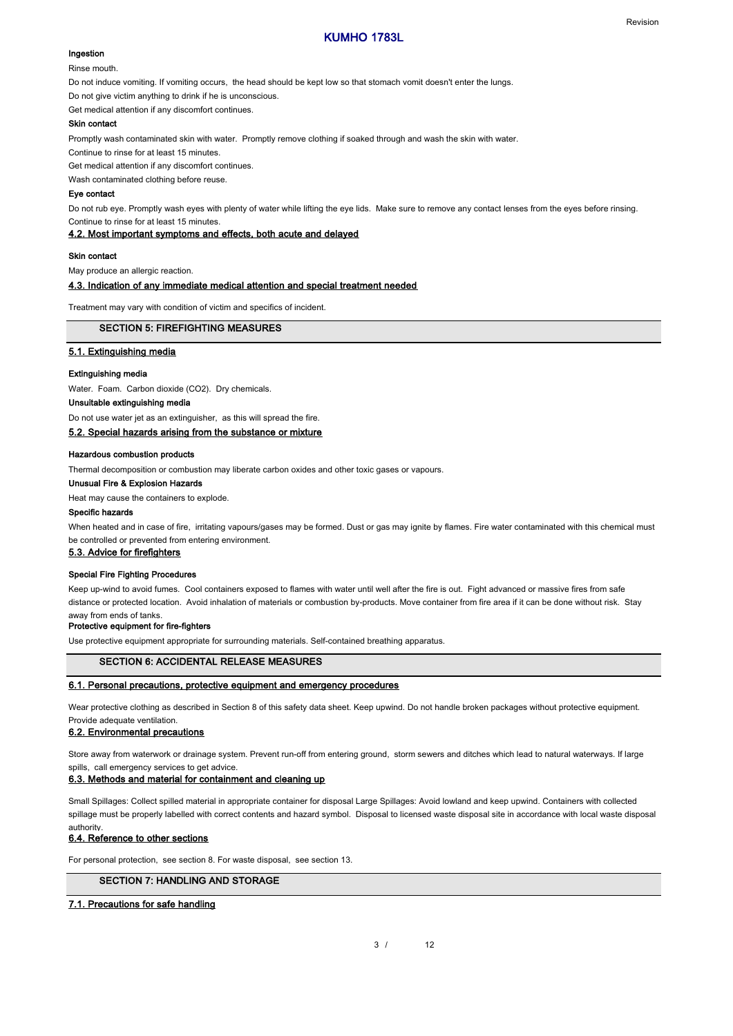#### Ingestion

Rinse mouth.

Do not induce vomiting. If vomiting occurs, the head should be kept low so that stomach vomit doesn't enter the lungs.

Do not give victim anything to drink if he is unconscious.

Get medical attention if any discomfort continues.

#### Skin contact

Promptly wash contaminated skin with water. Promptly remove clothing if soaked through and wash the skin with water.

Continue to rinse for at least 15 minutes.

Get medical attention if any discomfort continues.

Wash contaminated clothing before reuse.

#### Eye contact

Do not rub eye. Promptly wash eyes with plenty of water while lifting the eye lids. Make sure to remove any contact lenses from the eyes before rinsing. Continue to rinse for at least 15 minutes.

### 4.2. Most important symptoms and effects, both acute and delayed

#### Skin contact

May produce an allergic reaction.

### 4.3. Indication of any immediate medical attention and special treatment needed

Treatment may vary with condition of victim and specifics of incident.

## SECTION 5: FIREFIGHTING MEASURES

### 5.1. Extinguishing media

#### Extinguishing media

Water. Foam. Carbon dioxide ($CO_2$). Dry chemicals.

#### Unsuitable extinguishing media

Do not use water jet as an extinguisher, as this will spread the fire.

### 5.2. Special hazards arising from the substance or mixture

#### Hazardous combustion products

Thermal decomposition or combustion may liberate carbon oxides and other toxic gases or vapours.

#### Unusual Fire & Explosion Hazards

Heat may cause the containers to explode.

#### Specific hazards

When heated and in case of fire, irritating vapours/gases may be formed. Dust or gas may ignite by flames. Fire water contaminated with this chemical must be controlled or prevented from entering environment.

### 5.3. Advice for firefighters

#### Special Fire Fighting Procedures

Keep up-wind to avoid fumes. Cool containers exposed to flames with water until well after the fire is out. Fight advanced or massive fires from safe distance or protected location. Avoid inhalation of materials or combustion by-products. Move container from fire area if it can be done without risk. Stay away from ends of tanks.

#### Protective equipment for fire-fighters

Use protective equipment appropriate for surrounding materials. Self-contained breathing apparatus.

## SECTION 6: ACCIDENTAL RELEASE MEASURES

### 6.1. Personal precautions, protective equipment and emergency procedures

Wear protective clothing as described in Section 8 of this safety data sheet. Keep upwind. Do not handle broken packages without protective equipment. Provide adequate ventilation.

### 6.2. Environmental precautions

Store away from waterwork or drainage system. Prevent run-off from entering ground, storm sewers and ditches which lead to natural waterways. If large spills, call emergency services to get advice.

### 6.3. Methods and material for containment and cleaning up

Small Spillages: Collect spilled material in appropriate container for disposal Large Spillages: Avoid lowland and keep upwind. Containers with collected spillage must be properly labelled with correct contents and hazard symbol. Disposal to licensed waste disposal site in accordance with local waste disposal authority.

### 6.4. Reference to other sections

For personal protection, see section 8. For waste disposal, see section 13.

## SECTION 7: HANDLING AND STORAGE

### 7.1. Precautions for safe handling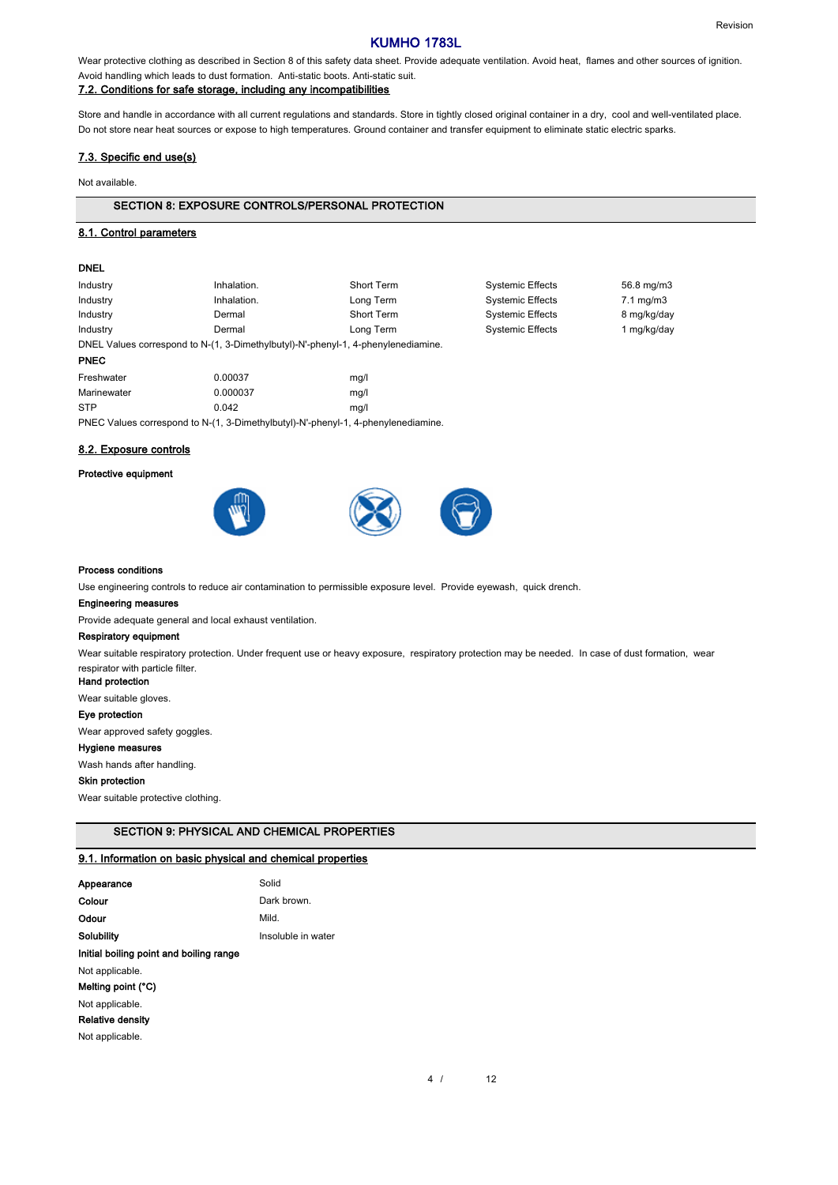Wear protective clothing as described in Section 8 of this safety data sheet. Provide adequate ventilation. Avoid heat, flames and other sources of ignition. Avoid handling which leads to dust formation. Anti-static boots. Anti-static suit.

### 7.2. Conditions for safe storage, including any incompatibilities

Store and handle in accordance with all current regulations and standards. Store in tightly closed original container in a dry, cool and well-ventilated place. Do not store near heat sources or expose to high temperatures. Ground container and transfer equipment to eliminate static electric sparks.

### 7.3. Specific end use(s)

Not available.

## SECTION 8: EXPOSURE CONTROLS/PERSONAL PROTECTION

### 8.1. Control parameters

**DNEL**

| | | | | |
|---|---|---|---|---|
| Industry | Inhalation. | Short Term | Systemic Effects | 56.8 mg/m3 |
| Industry | Inhalation. | Long Term | Systemic Effects | 7.1 mg/m3 |
| Industry | Dermal | Short Term | Systemic Effects | 8 mg/kg/day |
| Industry | Dermal | Long Term | Systemic Effects | 1 mg/kg/day |

DNEL Values correspond to N-(1, 3-Dimethylbutyl)-N'-phenyl-1, 4-phenylenediamine.

**PNEC**

| | | |
|---|---|---|
| Freshwater | 0.00037 | mg/l |
| Marinewater | 0.000037 | mg/l |
| STP | 0.042 | mg/l |

PNEC Values correspond to N-(1, 3-Dimethylbutyl)-N'-phenyl-1, 4-phenylenediamine.

### 8.2. Exposure controls

**Protective equipment**

**Process conditions**

Use engineering controls to reduce air contamination to permissible exposure level. Provide eyewash, quick drench.

**Engineering measures**

Provide adequate general and local exhaust ventilation.

**Respiratory equipment**

Wear suitable respiratory protection. Under frequent use or heavy exposure, respiratory protection may be needed. In case of dust formation, wear respirator with particle filter.

**Hand protection**

Wear suitable gloves.

**Eye protection**

Wear approved safety goggles.

**Hygiene measures**

Wash hands after handling.

**Skin protection**

Wear suitable protective clothing.

## SECTION 9: PHYSICAL AND CHEMICAL PROPERTIES

### 9.1. Information on basic physical and chemical properties

| | |
|---|---|
| **Appearance** | Solid |
| **Colour** | Dark brown. |
| **Odour** | Mild. |
| **Solubility** | Insoluble in water |

**Initial boiling point and boiling range**

Not applicable.

**Melting point (°C)**

Not applicable.

**Relative density**

Not applicable.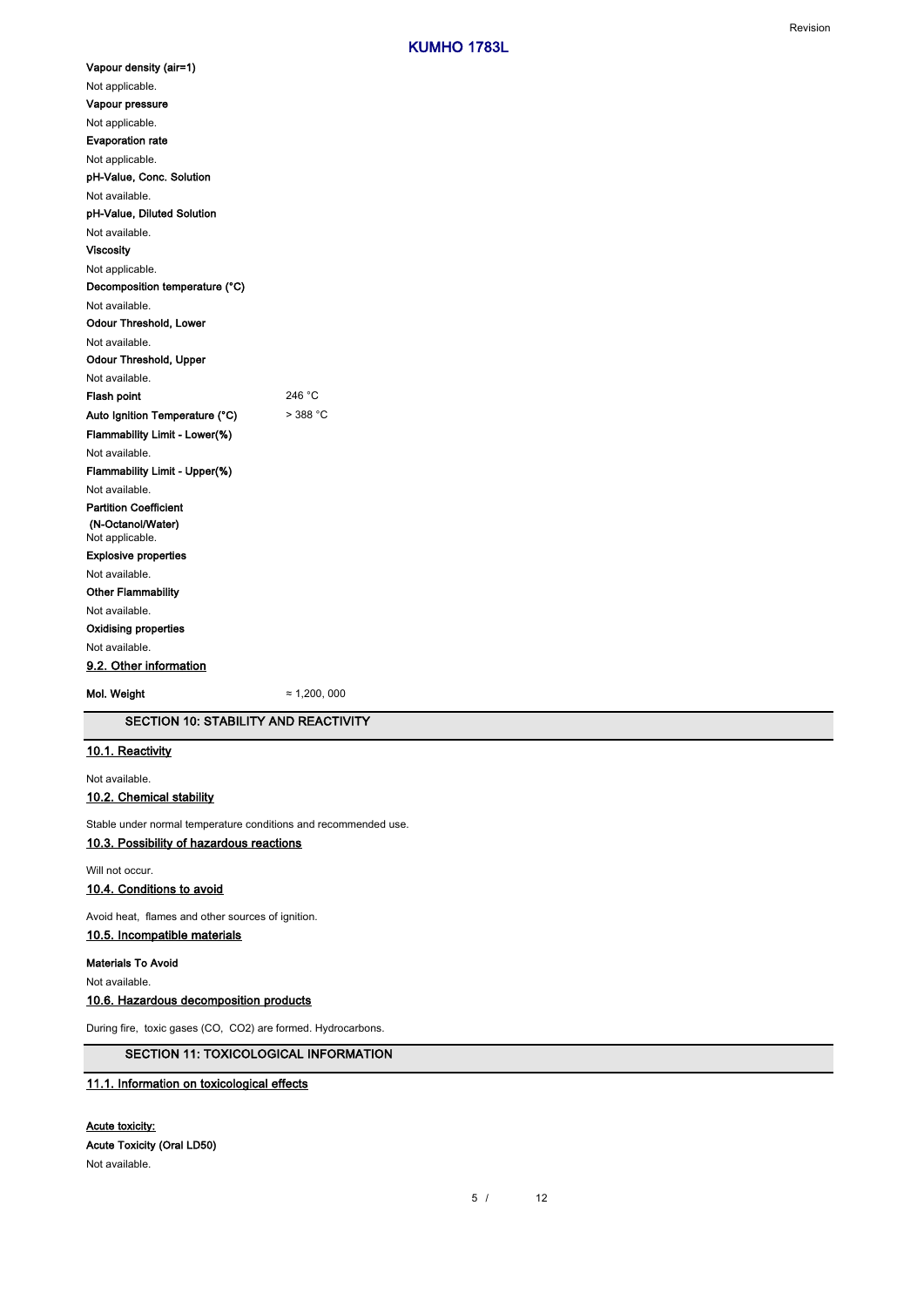**Vapour density (air=1)**

Not applicable.

**Vapour pressure**

Not applicable.

**Evaporation rate**

Not applicable.

**pH-Value, Conc. Solution**

Not available.

**pH-Value, Diluted Solution**

Not available.

**Viscosity**

Not applicable.

**Decomposition temperature (°C)**

Not available.

**Odour Threshold, Lower**

Not available.

**Odour Threshold, Upper**

Not available.

**Flash point** 246 °C

**Auto Ignition Temperature (°C)** > 388 °C

**Flammability Limit - Lower(%)**

Not available.

**Flammability Limit - Upper(%)**

Not available.

**Partition Coefficient (N-Octanol/Water)**

Not applicable.

**Explosive properties**

Not available.

**Other Flammability**

Not available.

**Oxidising properties**

Not available.

### 9.2. Other information

**Mol. Weight** ≈ 1,200, 000

## SECTION 10: STABILITY AND REACTIVITY

### 10.1. Reactivity

Not available.

### 10.2. Chemical stability

Stable under normal temperature conditions and recommended use.

### 10.3. Possibility of hazardous reactions

Will not occur.

### 10.4. Conditions to avoid

Avoid heat, flames and other sources of ignition.

### 10.5. Incompatible materials

**Materials To Avoid**

Not available.

### 10.6. Hazardous decomposition products

During fire, toxic gases ($CO$, $CO_2$) are formed. Hydrocarbons.

## SECTION 11: TOXICOLOGICAL INFORMATION

### 11.1. Information on toxicological effects

**Acute toxicity:**

**Acute Toxicity (Oral LD50)**

Not available.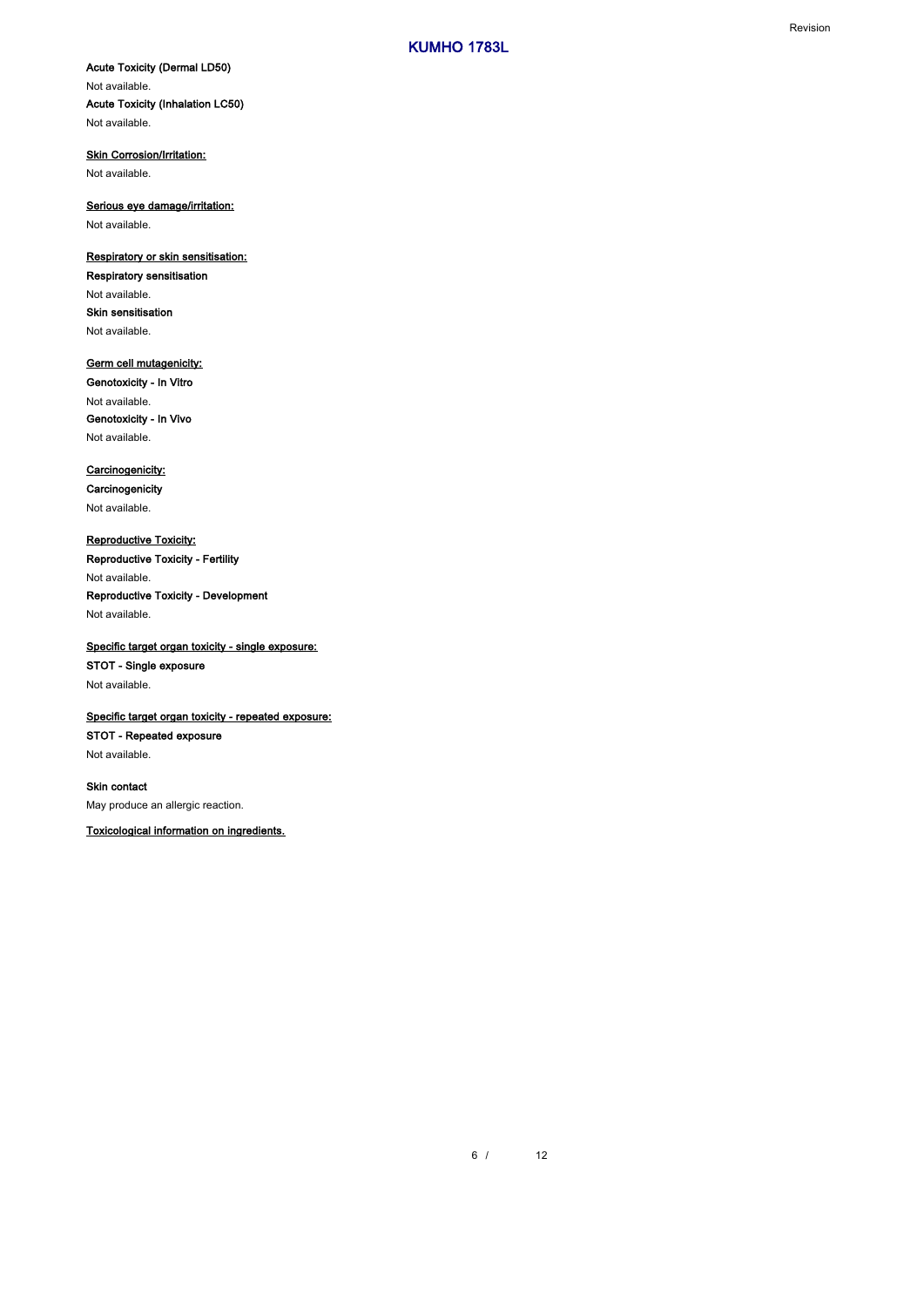**Acute Toxicity (Dermal LD50)**

Not available.

**Acute Toxicity (Inhalation LC50)**

Not available.

**Skin Corrosion/Irritation:**

Not available.

**Serious eye damage/irritation:**

Not available.

**Respiratory or skin sensitisation:**

**Respiratory sensitisation**

Not available.

**Skin sensitisation**

Not available.

**Germ cell mutagenicity:**

**Genotoxicity - In Vitro**

Not available.

**Genotoxicity - In Vivo**

Not available.

**Carcinogenicity:**

**Carcinogenicity**

Not available.

**Reproductive Toxicity:**

**Reproductive Toxicity - Fertility**

Not available.

**Reproductive Toxicity - Development**

Not available.

**Specific target organ toxicity - single exposure:**

**STOT - Single exposure**

Not available.

**Specific target organ toxicity - repeated exposure:**

**STOT - Repeated exposure**

Not available.

**Skin contact**

May produce an allergic reaction.

**Toxicological information on ingredients.**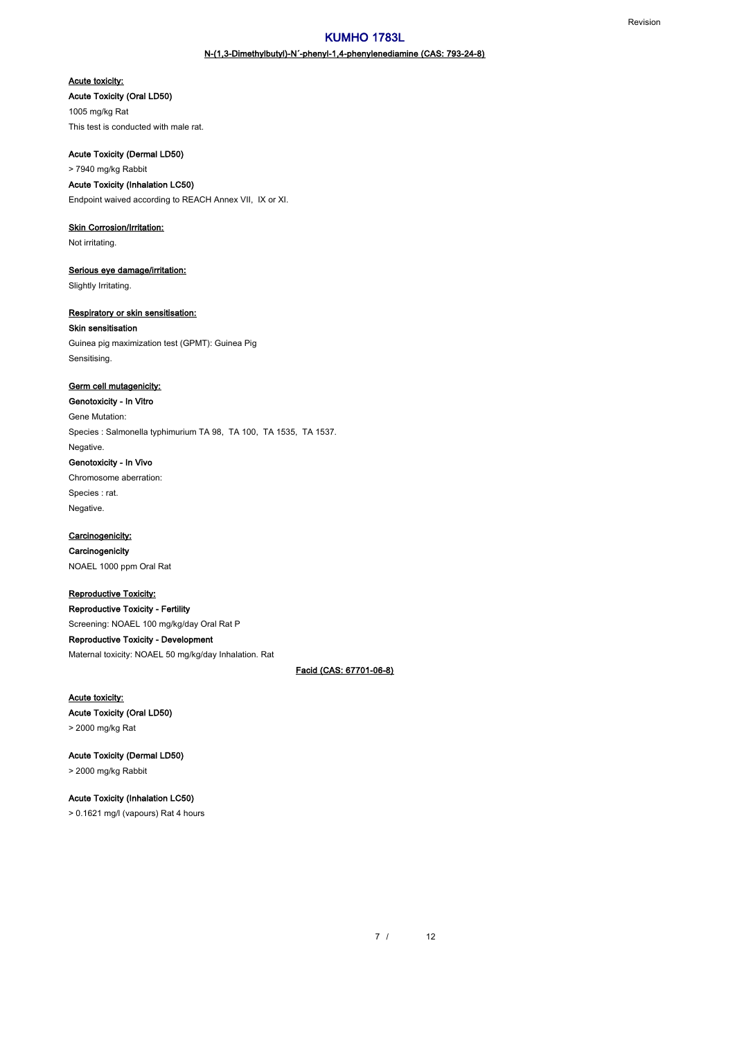### N-(1,3-Dimethylbutyl)-N´-phenyl-1,4-phenylenediamine (CAS: 793-24-8)

**Acute toxicity:**

**Acute Toxicity (Oral LD50)**

1005 mg/kg Rat

This test is conducted with male rat.

**Acute Toxicity (Dermal LD50)**

> 7940 mg/kg Rabbit

**Acute Toxicity (Inhalation LC50)**

Endpoint waived according to REACH Annex VII, IX or XI.

**Skin Corrosion/Irritation:**

Not irritating.

**Serious eye damage/irritation:**

Slightly Irritating.

**Respiratory or skin sensitisation:**

**Skin sensitisation**

Guinea pig maximization test (GPMT): Guinea Pig

Sensitising.

**Germ cell mutagenicity:**

**Genotoxicity - In Vitro**

Gene Mutation:

Species : Salmonella typhimurium TA 98, TA 100, TA 1535, TA 1537.

Negative.

**Genotoxicity - In Vivo**

Chromosome aberration:

Species : rat.

Negative.

**Carcinogenicity:**

**Carcinogenicity**

NOAEL 1000 ppm Oral Rat

**Reproductive Toxicity:**

**Reproductive Toxicity - Fertility**

Screening: NOAEL 100 mg/kg/day Oral Rat P

**Reproductive Toxicity - Development**

Maternal toxicity: NOAEL 50 mg/kg/day Inhalation. Rat

### Facid (CAS: 67701-06-8)

**Acute toxicity:**

**Acute Toxicity (Oral LD50)**

> 2000 mg/kg Rat

**Acute Toxicity (Dermal LD50)**

> 2000 mg/kg Rabbit

**Acute Toxicity (Inhalation LC50)**

> 0.1621 mg/l (vapours) Rat 4 hours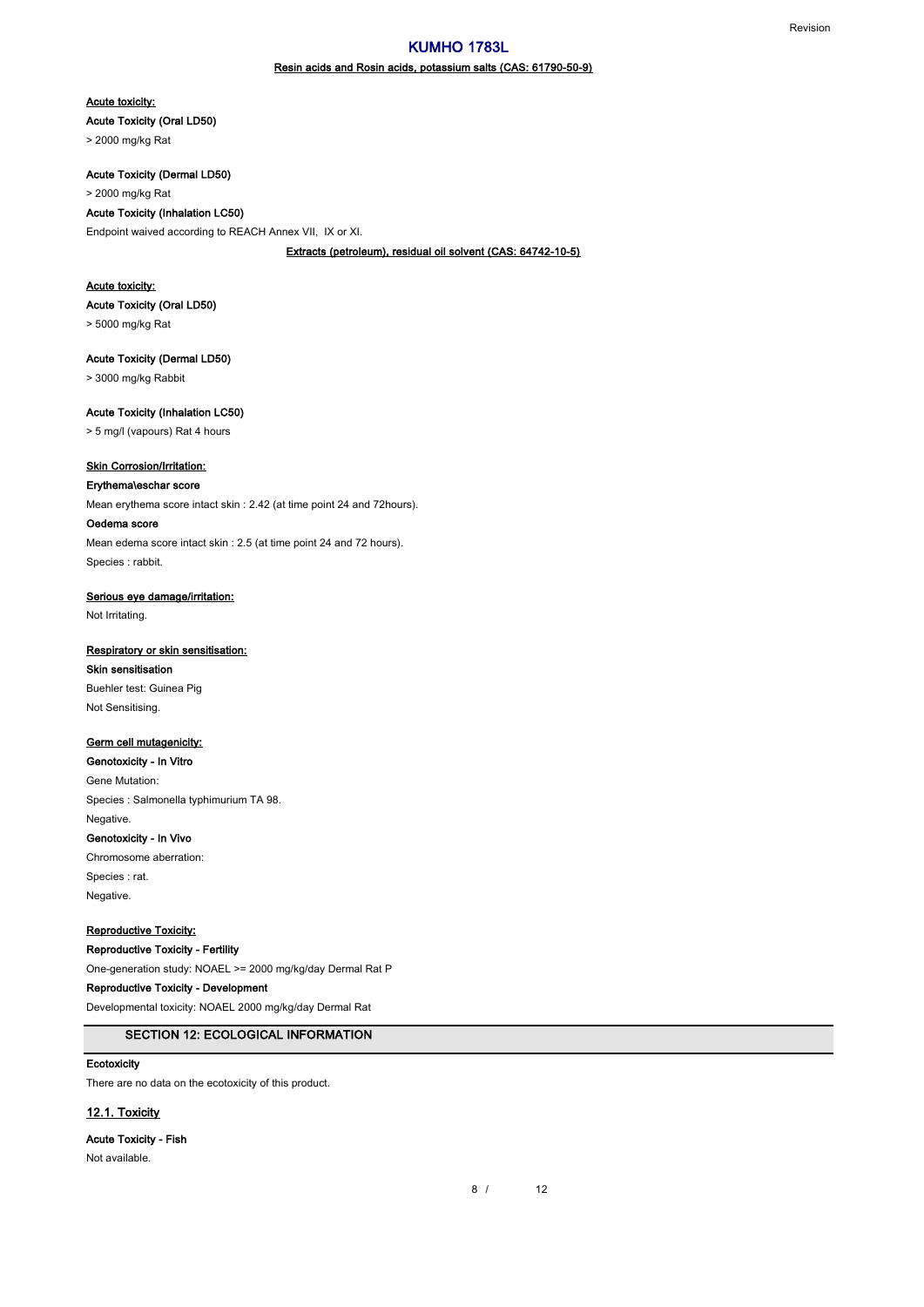#### Resin acids and Rosin acids, potassium salts (CAS: 61790-50-9)

**Acute toxicity:**

**Acute Toxicity (Oral LD50)**

> 2000 mg/kg Rat

**Acute Toxicity (Dermal LD50)**

> 2000 mg/kg Rat

**Acute Toxicity (Inhalation LC50)**

Endpoint waived according to REACH Annex VII, IX or XI.

#### Extracts (petroleum), residual oil solvent (CAS: 64742-10-5)

**Acute toxicity:**

**Acute Toxicity (Oral LD50)**

> 5000 mg/kg Rat

**Acute Toxicity (Dermal LD50)**

> 3000 mg/kg Rabbit

**Acute Toxicity (Inhalation LC50)**

> 5 mg/l (vapours) Rat 4 hours

**Skin Corrosion/Irritation:**

**Erythema\eschar score**

Mean erythema score intact skin : 2.42 (at time point 24 and 72hours).

**Oedema score**

Mean edema score intact skin : 2.5 (at time point 24 and 72 hours).

Species : rabbit.

**Serious eye damage/irritation:**

Not Irritating.

**Respiratory or skin sensitisation:**

**Skin sensitisation**

Buehler test: Guinea Pig

Not Sensitising.

**Germ cell mutagenicity:**

**Genotoxicity - In Vitro**

Gene Mutation:

Species : Salmonella typhimurium TA 98.

Negative.

**Genotoxicity - In Vivo**

Chromosome aberration:

Species : rat.

Negative.

**Reproductive Toxicity:**

**Reproductive Toxicity - Fertility**

One-generation study: NOAEL >= 2000 mg/kg/day Dermal Rat P

**Reproductive Toxicity - Development**

Developmental toxicity: NOAEL 2000 mg/kg/day Dermal Rat

## SECTION 12: ECOLOGICAL INFORMATION

**Ecotoxicity**

There are no data on the ecotoxicity of this product.

### 12.1. Toxicity

**Acute Toxicity - Fish**

Not available.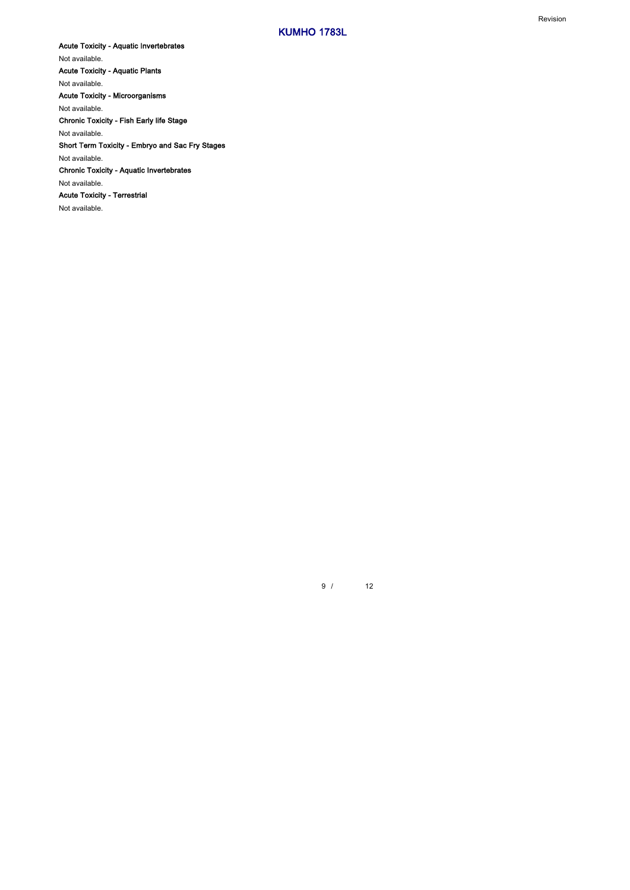**Acute Toxicity - Aquatic Invertebrates**

Not available.

**Acute Toxicity - Aquatic Plants**

Not available.

**Acute Toxicity - Microorganisms**

Not available.

**Chronic Toxicity - Fish Early life Stage**

Not available.

**Short Term Toxicity - Embryo and Sac Fry Stages**

Not available.

**Chronic Toxicity - Aquatic Invertebrates**

Not available.

**Acute Toxicity - Terrestrial**

Not available.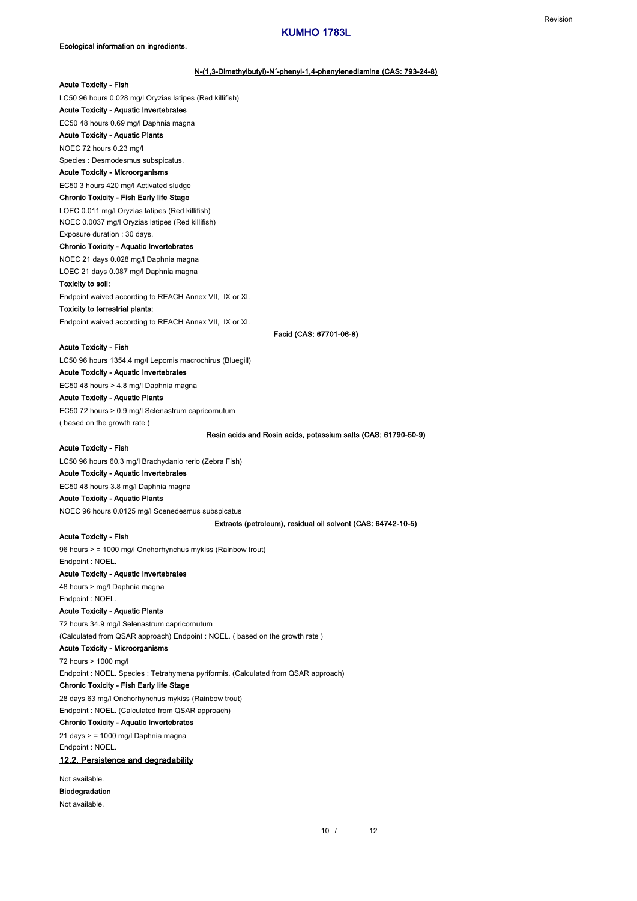**Ecological information on ingredients.**

**N-(1,3-Dimethylbutyl)-N´-phenyl-1,4-phenylenediamine (CAS: 793-24-8)**

**Acute Toxicity - Fish**

LC50 96 hours 0.028 mg/l Oryzias latipes (Red killifish)

**Acute Toxicity - Aquatic Invertebrates**

EC50 48 hours 0.69 mg/l Daphnia magna

**Acute Toxicity - Aquatic Plants**

NOEC 72 hours 0.23 mg/l

Species : Desmodesmus subspicatus.

**Acute Toxicity - Microorganisms**

EC50 3 hours 420 mg/l Activated sludge

**Chronic Toxicity - Fish Early life Stage**

LOEC 0.011 mg/l Oryzias latipes (Red killifish)

NOEC 0.0037 mg/l Oryzias latipes (Red killifish)

Exposure duration : 30 days.

**Chronic Toxicity - Aquatic Invertebrates**

NOEC 21 days 0.028 mg/l Daphnia magna

LOEC 21 days 0.087 mg/l Daphnia magna

**Toxicity to soil:**

Endpoint waived according to REACH Annex VII, IX or XI.

**Toxicity to terrestrial plants:**

Endpoint waived according to REACH Annex VII, IX or XI.

**Facid (CAS: 67701-06-8)**

**Acute Toxicity - Fish**

LC50 96 hours 1354.4 mg/l Lepomis macrochirus (Bluegill)

**Acute Toxicity - Aquatic Invertebrates**

EC50 48 hours > 4.8 mg/l Daphnia magna

**Acute Toxicity - Aquatic Plants**

EC50 72 hours > 0.9 mg/l Selenastrum capricornutum

( based on the growth rate )

**Resin acids and Rosin acids, potassium salts (CAS: 61790-50-9)**

**Acute Toxicity - Fish**

LC50 96 hours 60.3 mg/l Brachydanio rerio (Zebra Fish)

**Acute Toxicity - Aquatic Invertebrates**

EC50 48 hours 3.8 mg/l Daphnia magna

**Acute Toxicity - Aquatic Plants**

NOEC 96 hours 0.0125 mg/l Scenedesmus subspicatus

**Extracts (petroleum), residual oil solvent (CAS: 64742-10-5)**

**Acute Toxicity - Fish**

96 hours > = 1000 mg/l Onchorhynchus mykiss (Rainbow trout)

Endpoint : NOEL.

**Acute Toxicity - Aquatic Invertebrates**

48 hours > mg/l Daphnia magna

Endpoint : NOEL.

**Acute Toxicity - Aquatic Plants**

72 hours 34.9 mg/l Selenastrum capricornutum

(Calculated from QSAR approach) Endpoint : NOEL. ( based on the growth rate )

**Acute Toxicity - Microorganisms**

72 hours > 1000 mg/l

Endpoint : NOEL. Species : Tetrahymena pyriformis. (Calculated from QSAR approach)

**Chronic Toxicity - Fish Early life Stage**

28 days 63 mg/l Onchorhynchus mykiss (Rainbow trout)

Endpoint : NOEL. (Calculated from QSAR approach)

**Chronic Toxicity - Aquatic Invertebrates**

21 days > = 1000 mg/l Daphnia magna

Endpoint : NOEL.

## 12.2. Persistence and degradability

Not available.

**Biodegradation**

Not available.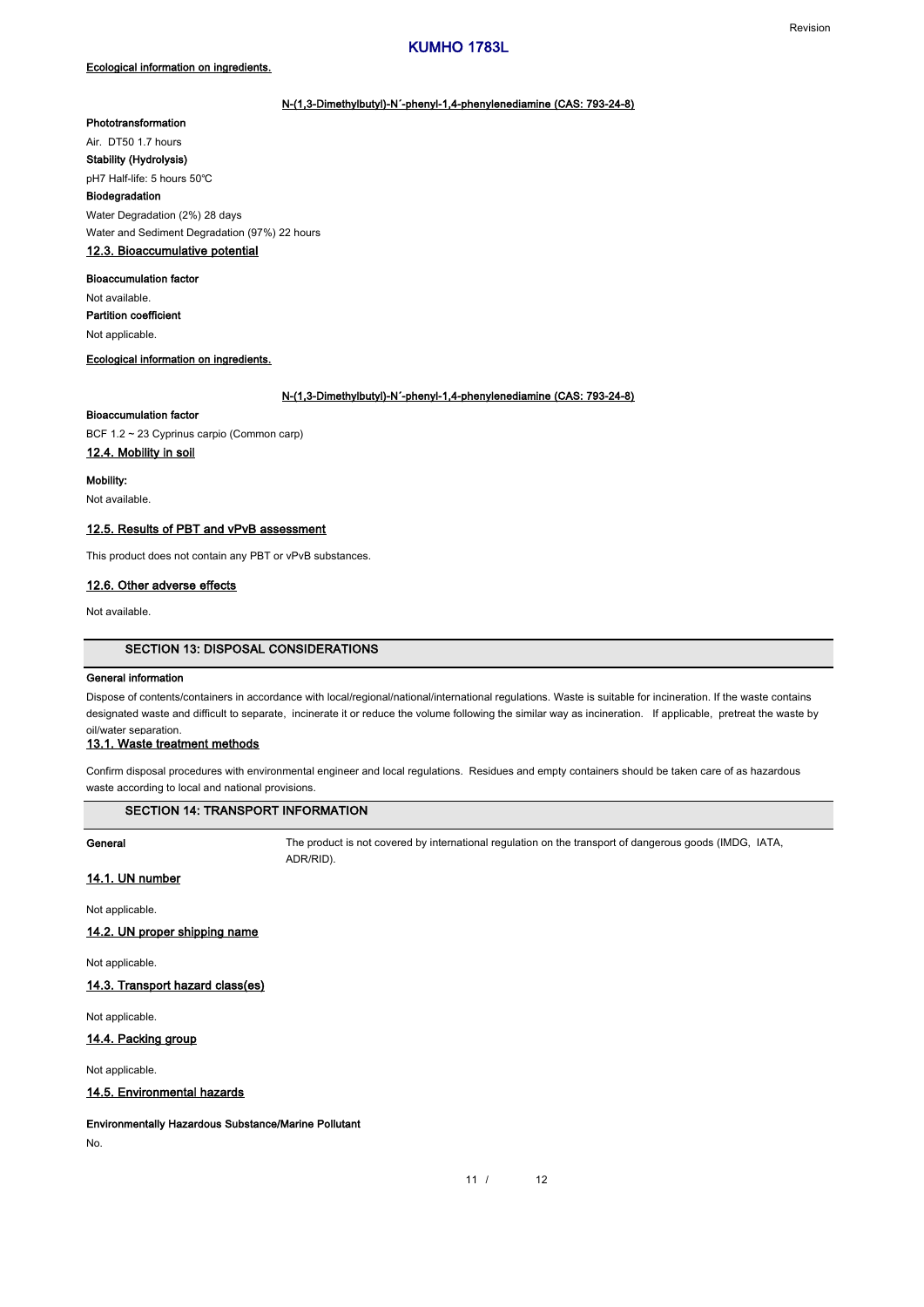**Ecological information on ingredients.**

**N-(1,3-Dimethylbutyl)-N´-phenyl-1,4-phenylenediamine (CAS: 793-24-8)**

**Phototransformation**

Air. DT50 1.7 hours

**Stability (Hydrolysis)**

pH7 Half-life: 5 hours 50℃

**Biodegradation**

Water Degradation (2%) 28 days

Water and Sediment Degradation (97%) 22 hours

### 12.3. Bioaccumulative potential

**Bioaccumulation factor**

Not available.

**Partition coefficient**

Not applicable.

**Ecological information on ingredients.**

**N-(1,3-Dimethylbutyl)-N´-phenyl-1,4-phenylenediamine (CAS: 793-24-8)**

**Bioaccumulation factor**

BCF 1.2 ~ 23 Cyprinus carpio (Common carp)

### 12.4. Mobility in soil

**Mobility:**

Not available.

### 12.5. Results of PBT and vPvB assessment

This product does not contain any PBT or vPvB substances.

### 12.6. Other adverse effects

Not available.

## SECTION 13: DISPOSAL CONSIDERATIONS

**General information**

Dispose of contents/containers in accordance with local/regional/national/international regulations. Waste is suitable for incineration. If the waste contains designated waste and difficult to separate, incinerate it or reduce the volume following the similar way as incineration. If applicable, pretreat the waste by oil/water separation.

### 13.1. Waste treatment methods

Confirm disposal procedures with environmental engineer and local regulations. Residues and empty containers should be taken care of as hazardous waste according to local and national provisions.

## SECTION 14: TRANSPORT INFORMATION

**General** The product is not covered by international regulation on the transport of dangerous goods (IMDG, IATA, ADR/RID).

### 14.1. UN number

Not applicable.

### 14.2. UN proper shipping name

Not applicable.

### 14.3. Transport hazard class(es)

Not applicable.

### 14.4. Packing group

Not applicable.

### 14.5. Environmental hazards

**Environmentally Hazardous Substance/Marine Pollutant**

No.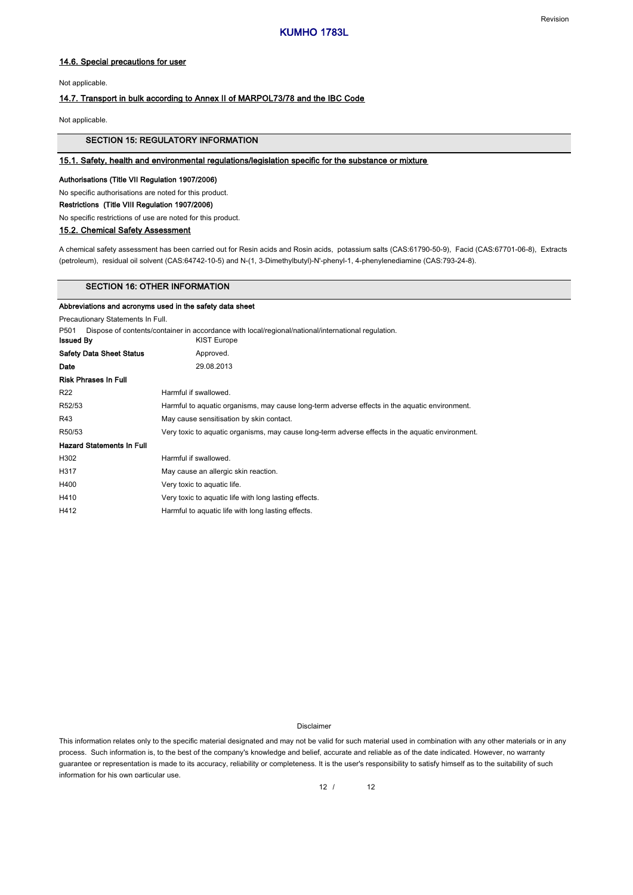#### 14.6. Special precautions for user

Not applicable.

#### 14.7. Transport in bulk according to Annex II of MARPOL73/78 and the IBC Code

Not applicable.

## SECTION 15: REGULATORY INFORMATION

#### 15.1. Safety, health and environmental regulations/legislation specific for the substance or mixture

**Authorisations (Title VII Regulation 1907/2006)**

No specific authorisations are noted for this product.

**Restrictions (Title VIII Regulation 1907/2006)**

No specific restrictions of use are noted for this product.

#### 15.2. Chemical Safety Assessment

A chemical safety assessment has been carried out for Resin acids and Rosin acids, potassium salts (CAS:61790-50-9), Facid (CAS:67701-06-8), Extracts (petroleum), residual oil solvent (CAS:64742-10-5) and N-(1, 3-Dimethylbutyl)-N'-phenyl-1, 4-phenylenediamine (CAS:793-24-8).

## SECTION 16: OTHER INFORMATION

**Abbreviations and acronyms used in the safety data sheet**

Precautionary Statements In Full.

P501 Dispose of contents/container in accordance with local/regional/national/international regulation.

| | |
|---|---|
| **Issued By** | KIST Europe |
| **Safety Data Sheet Status** | Approved. |
| **Date** | 29.08.2013 |

**Risk Phrases In Full**

| | |
|---|---|
| R22 | Harmful if swallowed. |
| R52/53 | Harmful to aquatic organisms, may cause long-term adverse effects in the aquatic environment. |
| R43 | May cause sensitisation by skin contact. |
| R50/53 | Very toxic to aquatic organisms, may cause long-term adverse effects in the aquatic environment. |

**Hazard Statements In Full**

| | |
|---|---|
| H302 | Harmful if swallowed. |
| H317 | May cause an allergic skin reaction. |
| H400 | Very toxic to aquatic life. |
| H410 | Very toxic to aquatic life with long lasting effects. |
| H412 | Harmful to aquatic life with long lasting effects. |

Disclaimer

This information relates only to the specific material designated and may not be valid for such material used in combination with any other materials or in any process. Such information is, to the best of the company's knowledge and belief, accurate and reliable as of the date indicated. However, no warranty guarantee or representation is made to its accuracy, reliability or completeness. It is the user's responsibility to satisfy himself as to the suitability of such information for his own particular use.